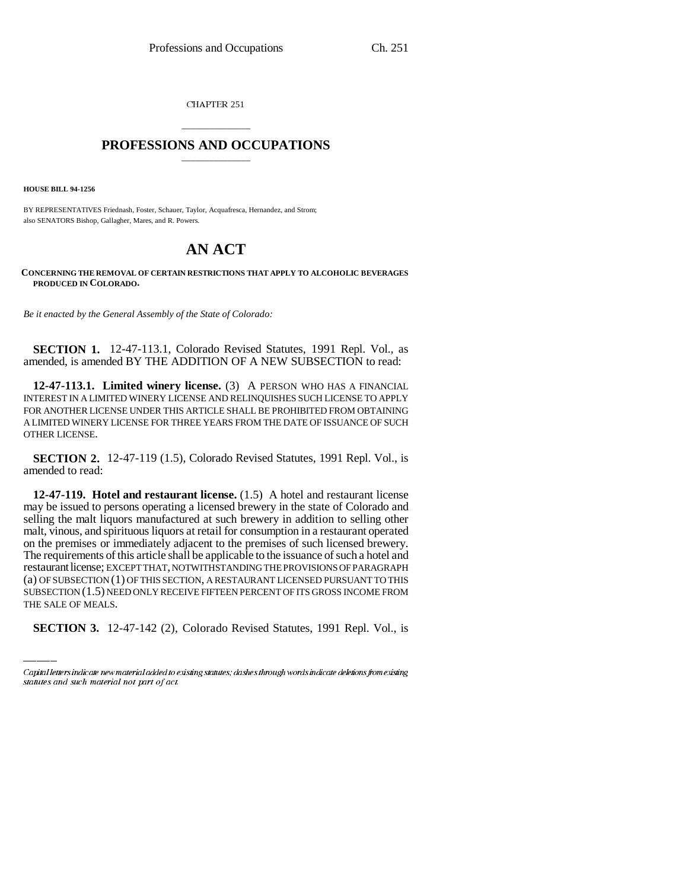CHAPTER 251

# PROFESSIONS AND OCCUPATIONS

**HOUSE BILL 94-1256**

BY REPRESENTATIVES Friednash, Foster, Schauer, Taylor, Acquafresca, Hernandez, and Strom; also SENATORS Bishop, Gallagher, Mares, and R. Powers.

# AN ACT

**CONCERNING THE REMOVAL OF CERTAIN RESTRICTIONS THAT APPLY TO ALCOHOLIC BEVERAGES PRODUCED IN COLORADO.**

*Be it enacted by the General Assembly of the State of Colorado:*

**SECTION 1.** 12-47-113.1, Colorado Revised Statutes, 1991 Repl. Vol., as amended, is amended BY THE ADDITION OF A NEW SUBSECTION to read:

**12-47-113.1. Limited winery license.** (3) A PERSON WHO HAS A FINANCIAL INTEREST IN A LIMITED WINERY LICENSE AND RELINQUISHES SUCH LICENSE TO APPLY FOR ANOTHER LICENSE UNDER THIS ARTICLE SHALL BE PROHIBITED FROM OBTAINING A LIMITED WINERY LICENSE FOR THREE YEARS FROM THE DATE OF ISSUANCE OF SUCH OTHER LICENSE.

**SECTION 2.** 12-47-119 (1.5), Colorado Revised Statutes, 1991 Repl. Vol., is amended to read:

**12-47-119. Hotel and restaurant license.** (1.5) A hotel and restaurant license may be issued to persons operating a licensed brewery in the state of Colorado and selling the malt liquors manufactured at such brewery in addition to selling other malt, vinous, and spirituous liquors at retail for consumption in a restaurant operated on the premises or immediately adjacent to the premises of such licensed brewery. The requirements of this article shall be applicable to the issuance of such a hotel and restaurant license; EXCEPT THAT, NOTWITHSTANDING THE PROVISIONS OF PARAGRAPH (a) OF SUBSECTION (1) OF THIS SECTION, A RESTAURANT LICENSED PURSUANT TO THIS SUBSECTION (1.5) NEED ONLY RECEIVE FIFTEEN PERCENT OF ITS GROSS INCOME FROM THE SALE OF MEALS.

**SECTION 3.** 12-47-142 (2), Colorado Revised Statutes, 1991 Repl. Vol., is

Capital letters indicate new material added to existing statutes; dashes through words indicate deletions from existing statutes and such material not part of act.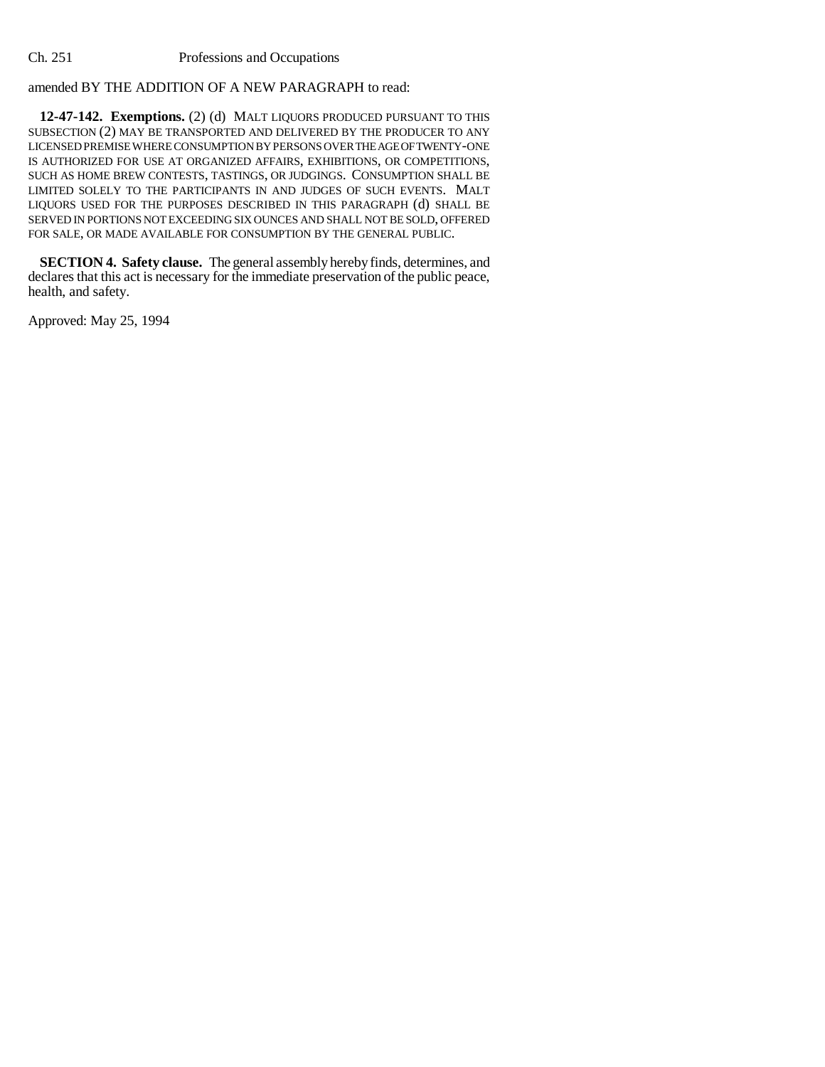amended BY THE ADDITION OF A NEW PARAGRAPH to read:

**12-47-142. Exemptions.** (2) (d) MALT LIQUORS PRODUCED PURSUANT TO THIS SUBSECTION (2) MAY BE TRANSPORTED AND DELIVERED BY THE PRODUCER TO ANY LICENSED PREMISE WHERE CONSUMPTION BY PERSONS OVER THE AGE OF TWENTY-ONE IS AUTHORIZED FOR USE AT ORGANIZED AFFAIRS, EXHIBITIONS, OR COMPETITIONS, SUCH AS HOME BREW CONTESTS, TASTINGS, OR JUDGINGS. CONSUMPTION SHALL BE LIMITED SOLELY TO THE PARTICIPANTS IN AND JUDGES OF SUCH EVENTS. MALT LIQUORS USED FOR THE PURPOSES DESCRIBED IN THIS PARAGRAPH (d) SHALL BE SERVED IN PORTIONS NOT EXCEEDING SIX OUNCES AND SHALL NOT BE SOLD, OFFERED FOR SALE, OR MADE AVAILABLE FOR CONSUMPTION BY THE GENERAL PUBLIC.

**SECTION 4. Safety clause.** The general assembly hereby finds, determines, and declares that this act is necessary for the immediate preservation of the public peace, health, and safety.

Approved: May 25, 1994